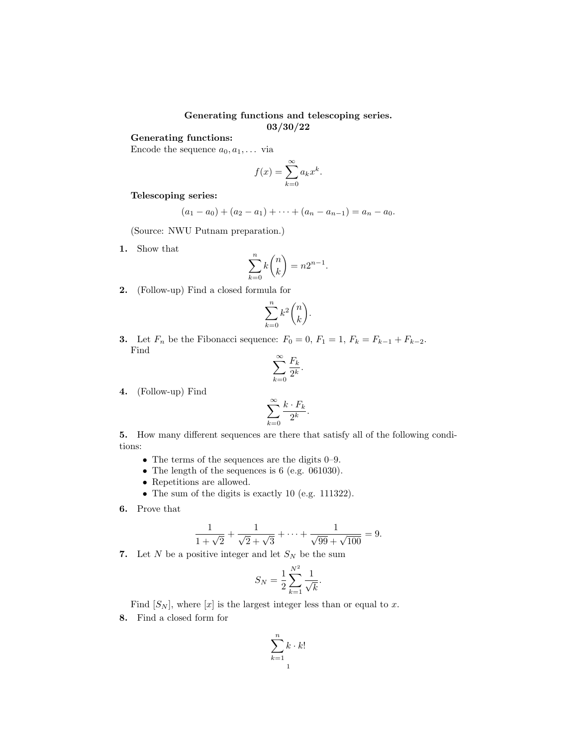**Generating functions and telescoping series.**
**03/30/22**

**Generating functions:**
Encode the sequence $a_0, a_1, \ldots$ via

$$f(x) = \sum_{k=0}^{\infty} a_k x^k.$$

**Telescoping series:**

$$(a_1 - a_0) + (a_2 - a_1) + \cdots + (a_n - a_{n-1}) = a_n - a_0.$$

(Source: NWU Putnam preparation.)

**1.** Show that

$$\sum_{k=0}^{n} k \binom{n}{k} = n 2^{n-1}.$$

**2.** (Follow-up) Find a closed formula for

$$\sum_{k=0}^{n} k^2 \binom{n}{k}.$$

**3.** Let $F_n$ be the Fibonacci sequence: $F_0 = 0$, $F_1 = 1$, $F_k = F_{k-1} + F_{k-2}$. Find

$$\sum_{k=0}^{\infty} \frac{F_k}{2^k}.$$

**4.** (Follow-up) Find

$$\sum_{k=0}^{\infty} \frac{k \cdot F_k}{2^k}.$$

**5.** How many different sequences are there that satisfy all of the following conditions:

- The terms of the sequences are the digits 0–9.
- The length of the sequences is 6 (e.g. 061030).
- Repetitions are allowed.
- The sum of the digits is exactly 10 (e.g. 111322).

**6.** Prove that

$$\frac{1}{1+\sqrt{2}} + \frac{1}{\sqrt{2}+\sqrt{3}} + \cdots + \frac{1}{\sqrt{99}+\sqrt{100}} = 9.$$

**7.** Let $N$ be a positive integer and let $S_N$ be the sum

$$S_N = \frac{1}{2} \sum_{k=1}^{N^2} \frac{1}{\sqrt{k}}.$$

Find $[S_N]$, where $[x]$ is the largest integer less than or equal to $x$.

**8.** Find a closed form for

$$\sum_{k=1}^{n} k \cdot k!$$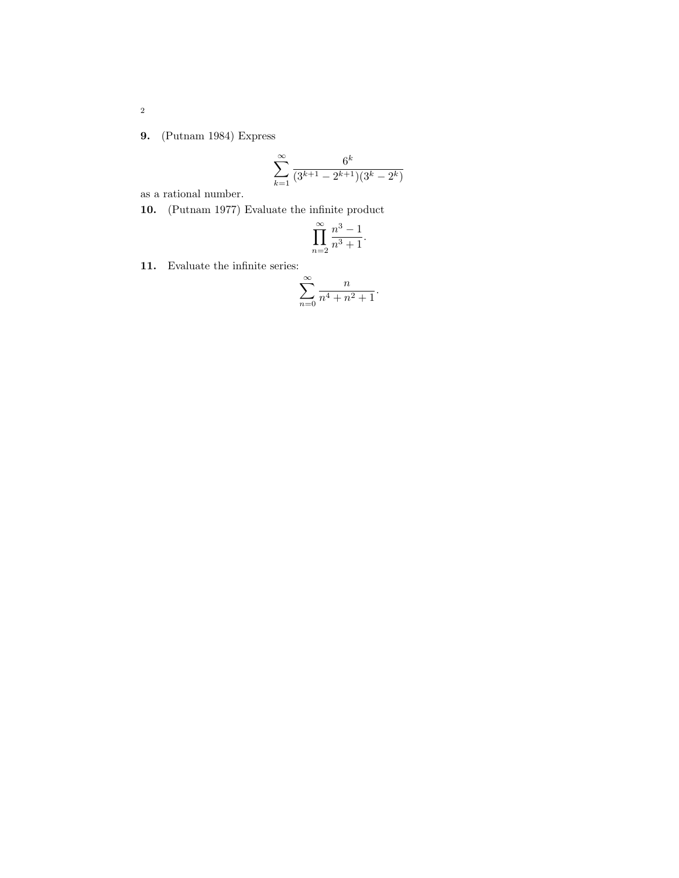**9.** (Putnam 1984) Express

$$\sum_{k=1}^{\infty} \frac{6^k}{(3^{k+1} - 2^{k+1})(3^k - 2^k)}$$

as a rational number.

**10.** (Putnam 1977) Evaluate the infinite product

$$\prod_{n=2}^{\infty} \frac{n^3 - 1}{n^3 + 1}.$$

**11.** Evaluate the infinite series:

$$\sum_{n=0}^{\infty} \frac{n}{n^4 + n^2 + 1}.$$